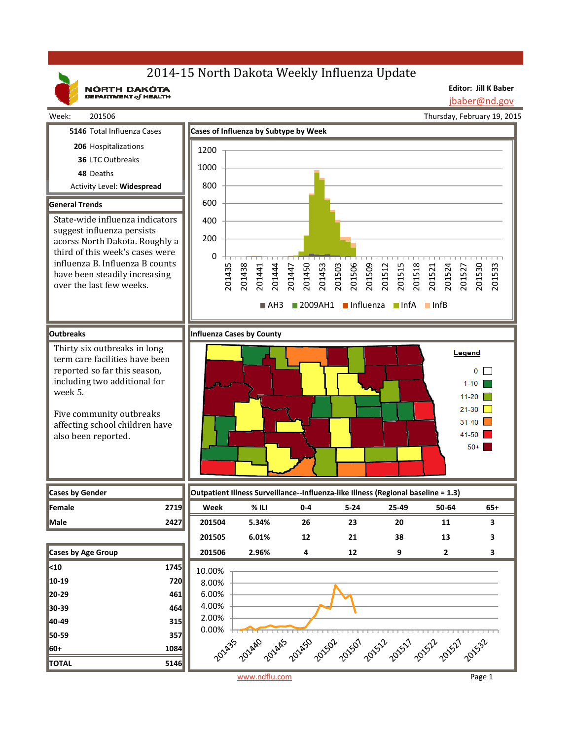# 2014-15 North Dakota Weekly Influenza Update

NORTH DAKOTA DEPARTMENT of HEALTH

**Editor: Jill K Baber**
jbaber@nd.gov

Week: 201506

Thursday, February 19, 2015

**5146** Total Influenza Cases
**206** Hospitalizations
**36** LTC Outbreaks
**48** Deaths
Activity Level: **Widespread**

## General Trends

State-wide influenza indicators suggest influenza persists acorss North Dakota. Roughly a third of this week's cases were influenza B. Influenza B counts have been steadily increasing over the last few weeks.

## Cases of Influenza by Subtype by Week

Legend: AH3, 2009AH1, Influenza, InfA, InfB

## Outbreaks

Thirty six outbreaks in long term care facilities have been reported so far this season, including two additional for week 5.

Five community outbreaks affecting school children have also been reported.

## Influenza Cases by County

Legend: 0, 1-10, 11-20, 21-30, 31-40, 41-50, 50+

## Cases by Gender

| | |
|---|---|
| Female | 2719 |
| Male | 2427 |

## Cases by Age Group

| | |
|---|---|
| <10 | 1745 |
| 10-19 | 720 |
| 20-29 | 461 |
| 30-39 | 464 |
| 40-49 | 315 |
| 50-59 | 357 |
| 60+ | 1084 |
| **TOTAL** | **5146** |

## Outpatient Illness Surveillance--Influenza-like Illness (Regional baseline = 1.3)

| Week | % ILI | 0-4 | 5-24 | 25-49 | 50-64 | 65+ |
|---|---|---|---|---|---|---|
| 201504 | 5.34% | 26 | 23 | 20 | 11 | 3 |
| 201505 | 6.01% | 12 | 21 | 38 | 13 | 3 |
| 201506 | 2.96% | 4 | 12 | 9 | 2 | 3 |

www.ndflu.com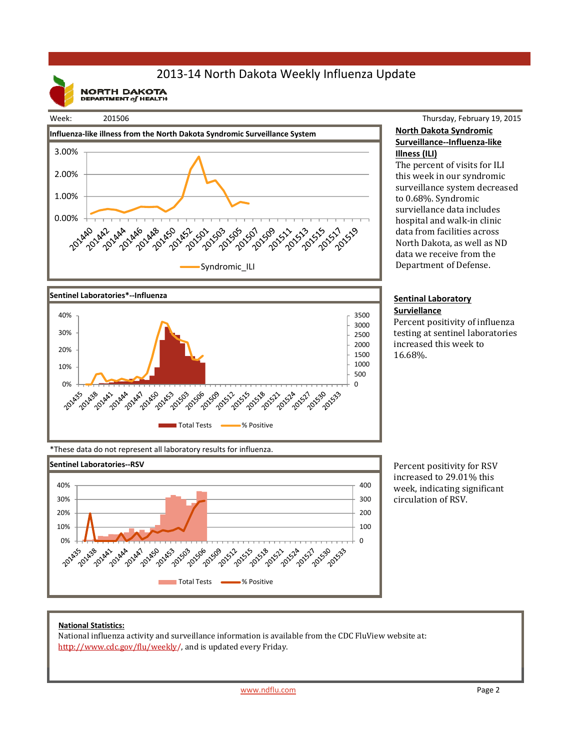# 2013-14 North Dakota Weekly Influenza Update

NORTH DAKOTA DEPARTMENT of HEALTH

Week: 201506

Thursday, February 19, 2015

**Influenza-like illness from the North Dakota Syndromic Surveillance System**

## North Dakota Syndromic Surveillance--Influenza-like Illness (ILI)

The percent of visits for ILI this week in our syndromic surveillance system decreased to 0.68%. Syndromic surviellance data includes hospital and walk-in clinic data from facilities across North Dakota, as well as ND data we receive from the Department of Defense.

**Sentinel Laboratories*--Influenza**

## Sentinal Laboratory Surviellance

Percent positivity of influenza testing at sentinel laboratories increased this week to 16.68%.

*These data do not represent all laboratory results for influenza.

**Sentinel Laboratories--RSV**

Percent positivity for RSV increased to 29.01% this week, indicating significant circulation of RSV.

**National Statistics:**

National influenza activity and surveillance information is available from the CDC FluView website at: http://www.cdc.gov/flu/weekly/, and is updated every Friday.

www.ndflu.com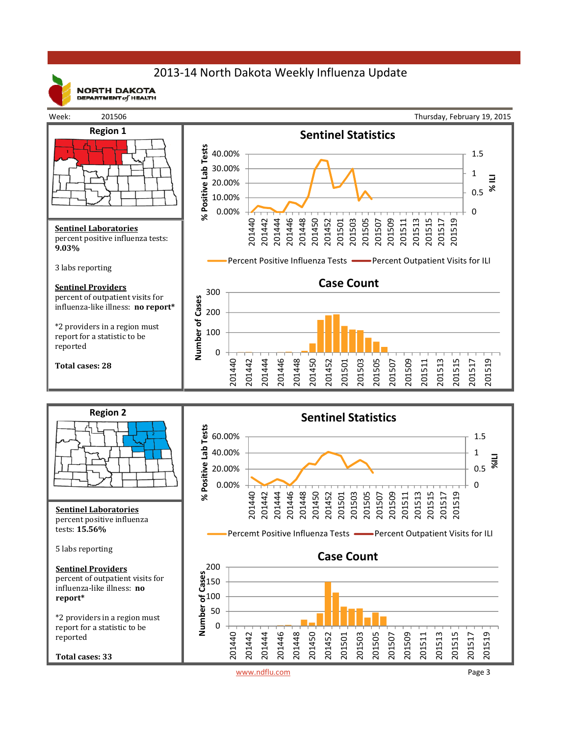# 2013-14 North Dakota Weekly Influenza Update

NORTH DAKOTA DEPARTMENT of HEALTH

Week: 201506 — Thursday, February 19, 2015

## Region 1

**Sentinel Laboratories**
percent positive influenza tests: **9.03%**

3 labs reporting

**Sentinel Providers**
percent of outpatient visits for influenza-like illness: **no report***

*2 providers in a region must report for a statistic to be reported

**Total cases: 28**

### Sentinel Statistics

% Positive Lab Tests: 0.00%, 10.00%, 20.00%, 30.00%, 40.00%
% ILI: 0, 0.5, 1, 1.5

Weeks: 201440, 201442, 201444, 201446, 201448, 201450, 201452, 201501, 201503, 201505, 201507, 201509, 201511, 201513, 201515, 201517, 201519

Percent Positive Influenza Tests — Percent Outpatient Visits for ILI

### Case Count

Number of Cases: 0, 100, 200, 300

Weeks: 201440, 201442, 201444, 201446, 201448, 201450, 201452, 201501, 201503, 201505, 201507, 201509, 201511, 201513, 201515, 201517, 201519

## Region 2

**Sentinel Laboratories**
percent positive influenza tests: **15.56%**

5 labs reporting

**Sentinel Providers**
percent of outpatient visits for influenza-like illness: **no report***

*2 providers in a region must report for a statistic to be reported

**Total cases: 33**

### Sentinel Statistics

% Positive Lab Tests: 0.00%, 20.00%, 40.00%, 60.00%
%ILI: 0, 0.5, 1, 1.5

Weeks: 201440, 201442, 201444, 201446, 201448, 201450, 201452, 201501, 201503, 201505, 201507, 201509, 201511, 201513, 201515, 201517, 201519

Percemt Positive Influenza Tests — Percent Outpatient Visits for ILI

### Case Count

Number of Cases: 0, 50, 100, 150, 200

Weeks: 201440, 201442, 201444, 201446, 201448, 201450, 201452, 201501, 201503, 201505, 201507, 201509, 201511, 201513, 201515, 201517, 201519

www.ndflu.com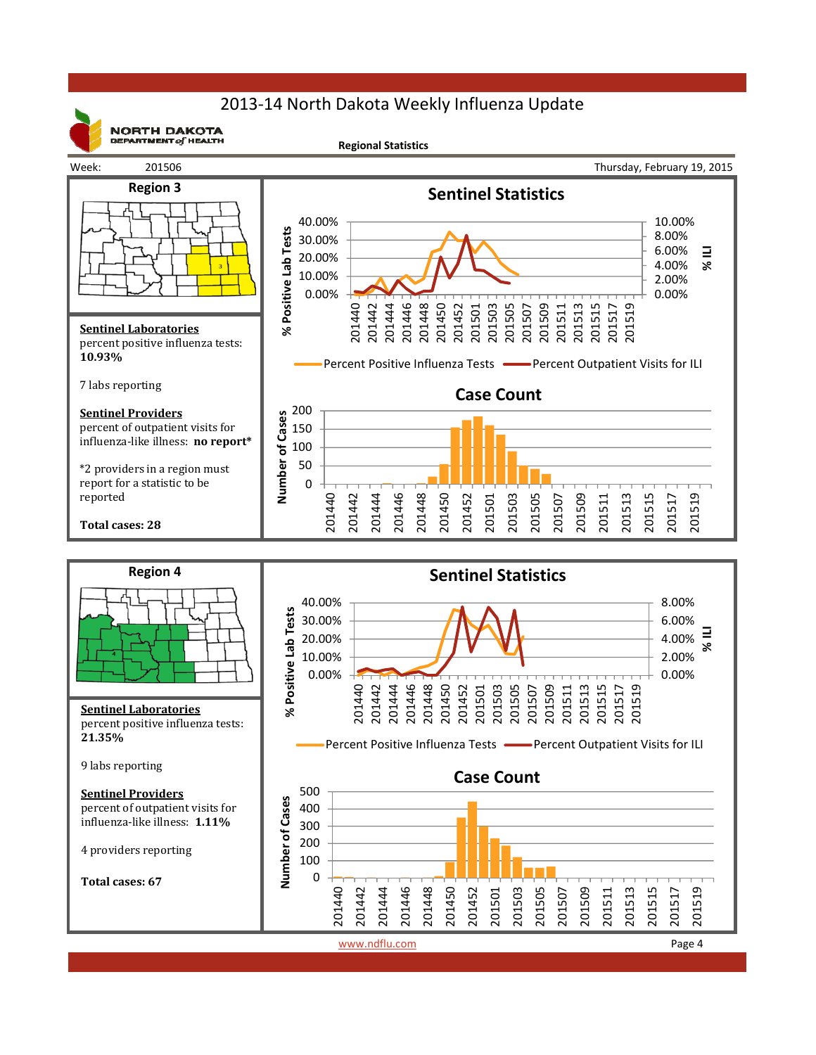# 2013-14 North Dakota Weekly Influenza Update

NORTH DAKOTA DEPARTMENT of HEALTH

**Regional Statistics**

Week: 201506

Thursday, February 19, 2015

## Region 3

**Sentinel Laboratories**
percent positive influenza tests:
**10.93%**

7 labs reporting

**Sentinel Providers**
percent of outpatient visits for influenza-like illness: **no report***

*2 providers in a region must report for a statistic to be reported

**Total cases: 28**

### Sentinel Statistics

% Positive Lab Tests
40.00%
30.00%
20.00%
10.00%
0.00%

% ILI
10.00%
8.00%
6.00%
4.00%
2.00%
0.00%

201440 201442 201444 201446 201448 201450 201452 201501 201503 201505 201507 201509 201511 201513 201515 201517 201519

Percent Positive Influenza Tests — Percent Outpatient Visits for ILI

### Case Count

Number of Cases
200
150
100
50
0

201440 201442 201444 201446 201448 201450 201452 201501 201503 201505 201507 201509 201511 201513 201515 201517 201519

## Region 4

**Sentinel Laboratories**
percent positive influenza tests:
**21.35%**

9 labs reporting

**Sentinel Providers**
percent of outpatient visits for influenza-like illness: **1.11%**

4 providers reporting

**Total cases: 67**

### Sentinel Statistics

% Positive Lab Tests
40.00%
30.00%
20.00%
10.00%
0.00%

% ILI
8.00%
6.00%
4.00%
2.00%
0.00%

201440 201442 201444 201446 201448 201450 201452 201501 201503 201505 201507 201509 201511 201513 201515 201517 201519

Percent Positive Influenza Tests — Percent Outpatient Visits for ILI

### Case Count

Number of Cases
500
400
300
200
100
0

201440 201442 201444 201446 201448 201450 201452 201501 201503 201505 201507 201509 201511 201513 201515 201517 201519

www.ndflu.com